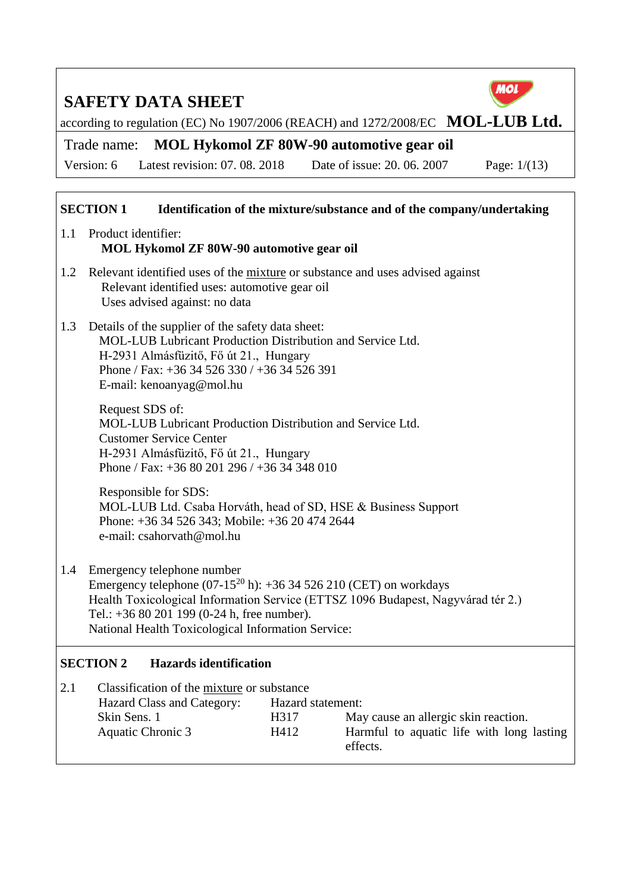# SAFETY DATA SHEET

according to regulation (EC) No 1907/2006 (REACH) and 1272/2008/EC **MOL-LUB Ltd.**

Trade name: **MOL Hykomol ZF 80W-90 automotive gear oil**

Version: 6 Latest revision: 07. 08. 2018 Date of issue: 20. 06. 2007

## SECTION 1 Identification of the mixture/substance and of the company/undertaking

1.1 Product identifier:
**MOL Hykomol ZF 80W-90 automotive gear oil**

1.2 Relevant identified uses of the mixture or substance and uses advised against
Relevant identified uses: automotive gear oil
Uses advised against: no data

1.3 Details of the supplier of the safety data sheet:
MOL-LUB Lubricant Production Distribution and Service Ltd.
H-2931 Almásfüzitő, Fő út 21., Hungary
Phone / Fax: +36 34 526 330 / +36 34 526 391
E-mail: kenoanyag@mol.hu

Request SDS of:
MOL-LUB Lubricant Production Distribution and Service Ltd.
Customer Service Center
H-2931 Almásfüzitő, Fő út 21., Hungary
Phone / Fax: +36 80 201 296 / +36 34 348 010

Responsible for SDS:
MOL-LUB Ltd. Csaba Horváth, head of SD, HSE & Business Support
Phone: +36 34 526 343; Mobile: +36 20 474 2644
e-mail: csahorvath@mol.hu

1.4 Emergency telephone number
Emergency telephone (07-15[20] h): +36 34 526 210 (CET) on workdays
Health Toxicological Information Service (ETTSZ 1096 Budapest, Nagyvárad tér 2.)
Tel.: +36 80 201 199 (0-24 h, free number).
National Health Toxicological Information Service:

## SECTION 2 Hazards identification

2.1 Classification of the mixture or substance

| Hazard Class and Category: | Hazard statement: | |
|---|---|---|
| Skin Sens. 1 | H317 | May cause an allergic skin reaction. |
| Aquatic Chronic 3 | H412 | Harmful to aquatic life with long lasting effects. |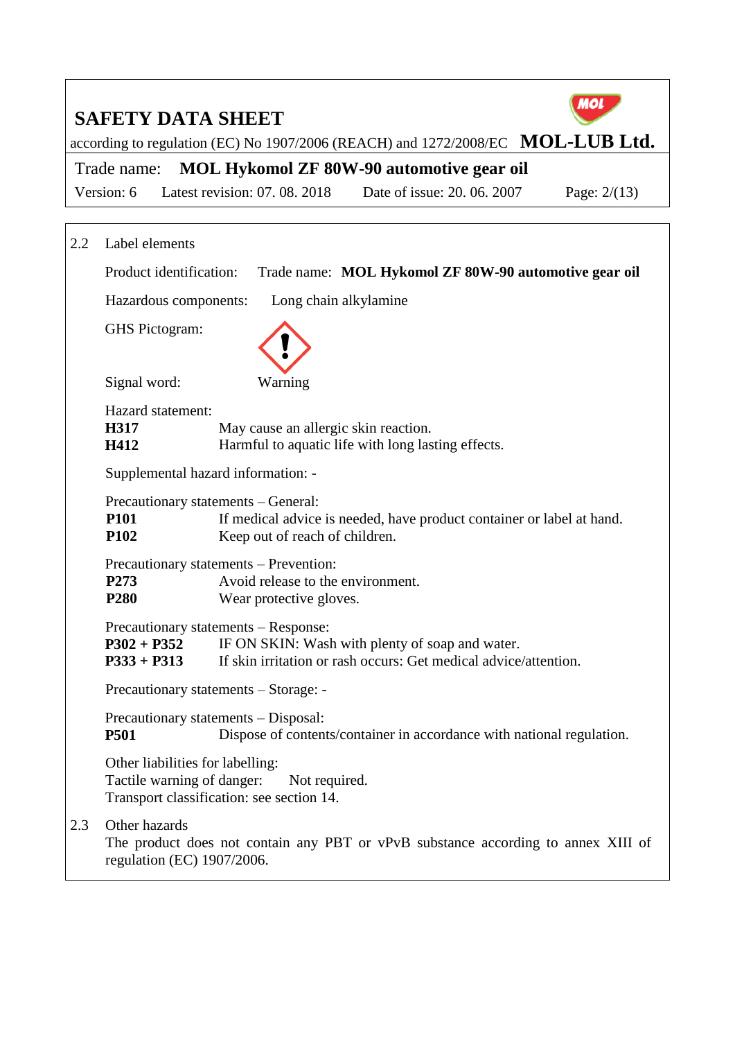## 2.2 Label elements

Product identification: Trade name: **MOL Hykomol ZF 80W-90 automotive gear oil**

Hazardous components: Long chain alkylamine

GHS Pictogram:

Signal word: Warning

Hazard statement:

| | |
|---|---|
| **H317** | May cause an allergic skin reaction. |
| **H412** | Harmful to aquatic life with long lasting effects. |

Supplemental hazard information: -

Precautionary statements – General:

| | |
|---|---|
| **P101** | If medical advice is needed, have product container or label at hand. |
| **P102** | Keep out of reach of children. |

Precautionary statements – Prevention:

| | |
|---|---|
| **P273** | Avoid release to the environment. |
| **P280** | Wear protective gloves. |

Precautionary statements – Response:

| | |
|---|---|
| **P302 + P352** | IF ON SKIN: Wash with plenty of soap and water. |
| **P333 + P313** | If skin irritation or rash occurs: Get medical advice/attention. |

Precautionary statements – Storage: -

Precautionary statements – Disposal:

| | |
|---|---|
| **P501** | Dispose of contents/container in accordance with national regulation. |

Other liabilities for labelling:
Tactile warning of danger: Not required.
Transport classification: see section 14.

## 2.3 Other hazards

The product does not contain any PBT or vPvB substance according to annex XIII of regulation (EC) 1907/2006.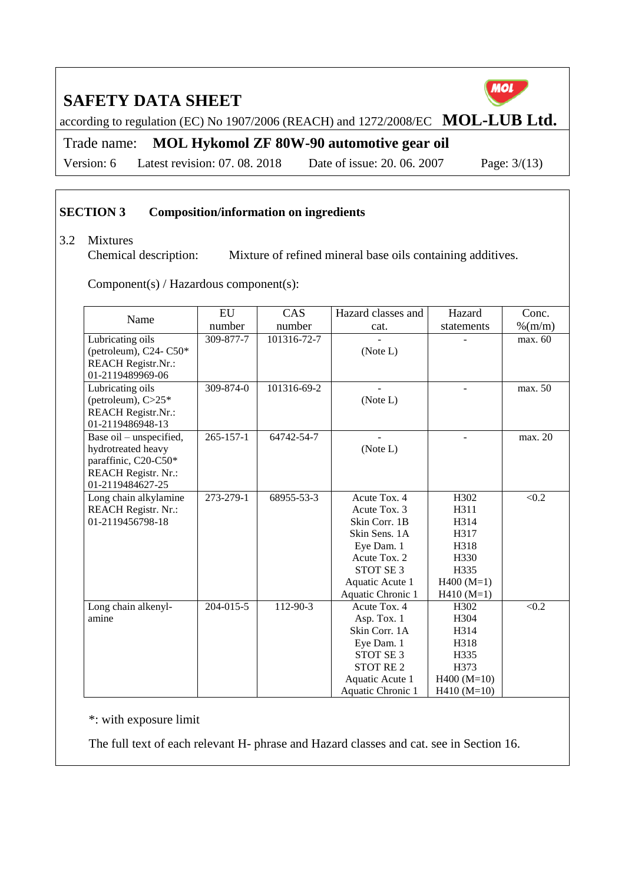## SECTION 3 Composition/information on ingredients

3.2 Mixtures

Chemical description: Mixture of refined mineral base oils containing additives.

Component(s) / Hazardous component(s):

| Name | EU number | CAS number | Hazard classes and cat. | Hazard statements | Conc. %(m/m) |
|---|---|---|---|---|---|
| Lubricating oils (petroleum), C24- C50* REACH Registr.Nr.: 01-2119489969-06 | 309-877-7 | 101316-72-7 | - (Note L) | - | max. 60 |
| Lubricating oils (petroleum), C>25* REACH Registr.Nr.: 01-2119486948-13 | 309-874-0 | 101316-69-2 | - (Note L) | - | max. 50 |
| Base oil – unspecified, hydrotreated heavy paraffinic, C20-C50* REACH Registr. Nr.: 01-2119484627-25 | 265-157-1 | 64742-54-7 | - (Note L) | - | max. 20 |
| Long chain alkylamine REACH Registr. Nr.: 01-2119456798-18 | 273-279-1 | 68955-53-3 | Acute Tox. 4<br>Acute Tox. 3<br>Skin Corr. 1B<br>Skin Sens. 1A<br>Eye Dam. 1<br>Acute Tox. 2<br>STOT SE 3<br>Aquatic Acute 1<br>Aquatic Chronic 1 | H302<br>H311<br>H314<br>H317<br>H318<br>H330<br>H335<br>H400 (M=1)<br>H410 (M=1) | <0.2 |
| Long chain alkenyl-amine | 204-015-5 | 112-90-3 | Acute Tox. 4<br>Asp. Tox. 1<br>Skin Corr. 1A<br>Eye Dam. 1<br>STOT SE 3<br>STOT RE 2<br>Aquatic Acute 1<br>Aquatic Chronic 1 | H302<br>H304<br>H314<br>H318<br>H335<br>H373<br>H400 (M=10)<br>H410 (M=10) | <0.2 |

*: with exposure limit

The full text of each relevant H- phrase and Hazard classes and cat. see in Section 16.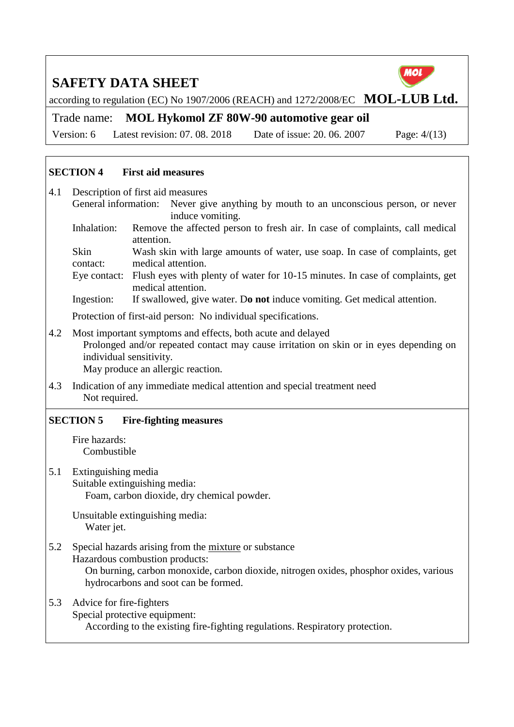## SECTION 4 First aid measures

4.1 Description of first aid measures

General information: Never give anything by mouth to an unconscious person, or never induce vomiting.

Inhalation: Remove the affected person to fresh air. In case of complaints, call medical attention.

Skin contact: Wash skin with large amounts of water, use soap. In case of complaints, get medical attention.

Eye contact: Flush eyes with plenty of water for 10-15 minutes. In case of complaints, get medical attention.

Ingestion: If swallowed, give water. D**o not** induce vomiting. Get medical attention.

Protection of first-aid person: No individual specifications.

4.2 Most important symptoms and effects, both acute and delayed

Prolonged and/or repeated contact may cause irritation on skin or in eyes depending on individual sensitivity.

May produce an allergic reaction.

4.3 Indication of any immediate medical attention and special treatment need

Not required.

## SECTION 5 Fire-fighting measures

Fire hazards:

Combustible

5.1 Extinguishing media

Suitable extinguishing media:

Foam, carbon dioxide, dry chemical powder.

Unsuitable extinguishing media:

Water jet.

5.2 Special hazards arising from the mixture or substance

Hazardous combustion products:

On burning, carbon monoxide, carbon dioxide, nitrogen oxides, phosphor oxides, various hydrocarbons and soot can be formed.

5.3 Advice for fire-fighters

Special protective equipment:

According to the existing fire-fighting regulations. Respiratory protection.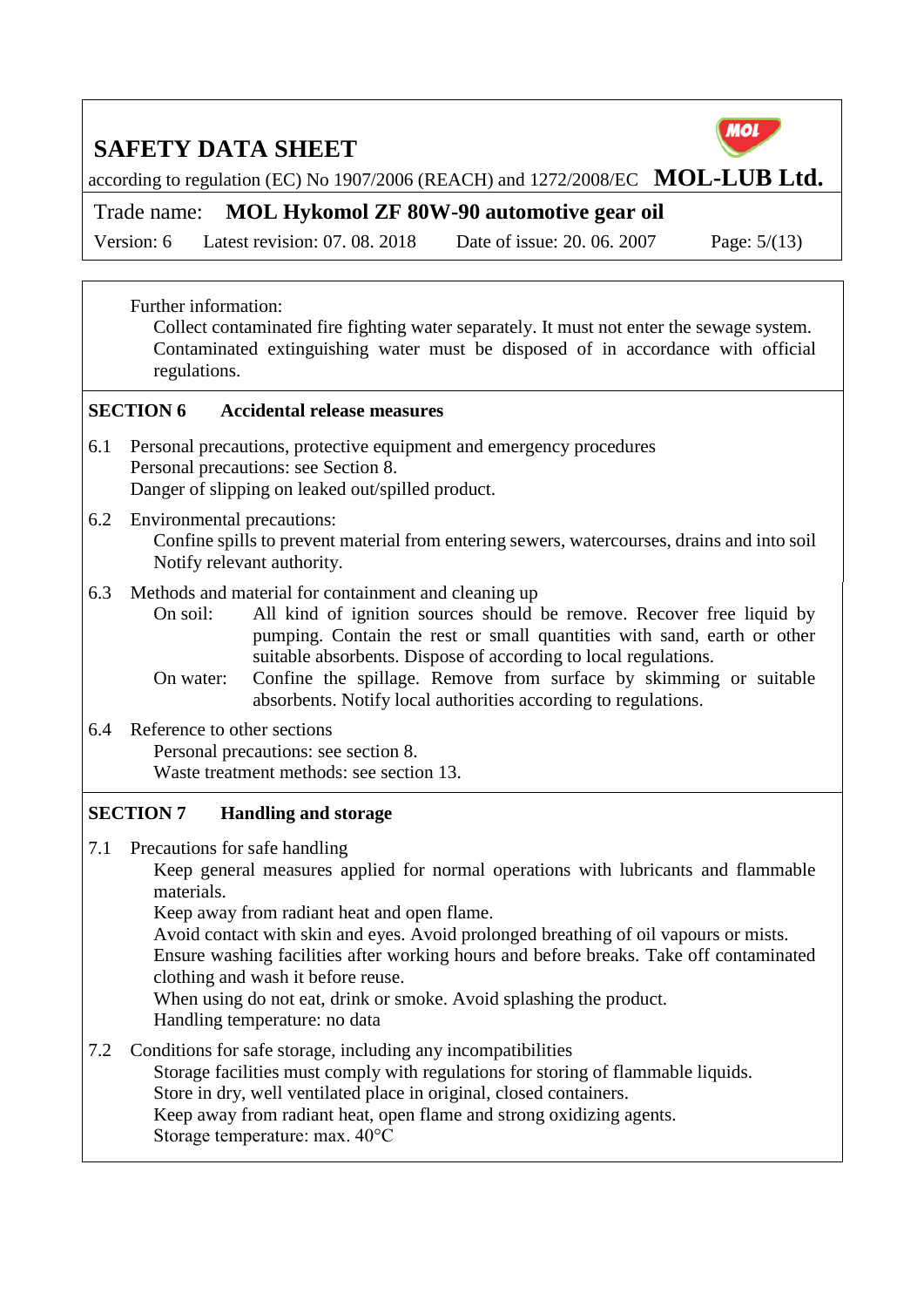Further information:

Collect contaminated fire fighting water separately. It must not enter the sewage system. Contaminated extinguishing water must be disposed of in accordance with official regulations.

## SECTION 6 Accidental release measures

6.1 Personal precautions, protective equipment and emergency procedures

Personal precautions: see Section 8.
Danger of slipping on leaked out/spilled product.

6.2 Environmental precautions:

Confine spills to prevent material from entering sewers, watercourses, drains and into soil
Notify relevant authority.

6.3 Methods and material for containment and cleaning up

On soil: All kind of ignition sources should be remove. Recover free liquid by pumping. Contain the rest or small quantities with sand, earth or other suitable absorbents. Dispose of according to local regulations.

On water: Confine the spillage. Remove from surface by skimming or suitable absorbents. Notify local authorities according to regulations.

6.4 Reference to other sections

Personal precautions: see section 8.
Waste treatment methods: see section 13.

## SECTION 7 Handling and storage

7.1 Precautions for safe handling

Keep general measures applied for normal operations with lubricants and flammable materials.
Keep away from radiant heat and open flame.
Avoid contact with skin and eyes. Avoid prolonged breathing of oil vapours or mists.
Ensure washing facilities after working hours and before breaks. Take off contaminated clothing and wash it before reuse.
When using do not eat, drink or smoke. Avoid splashing the product.
Handling temperature: no data

7.2 Conditions for safe storage, including any incompatibilities

Storage facilities must comply with regulations for storing of flammable liquids.
Store in dry, well ventilated place in original, closed containers.
Keep away from radiant heat, open flame and strong oxidizing agents.
Storage temperature: max. 40°C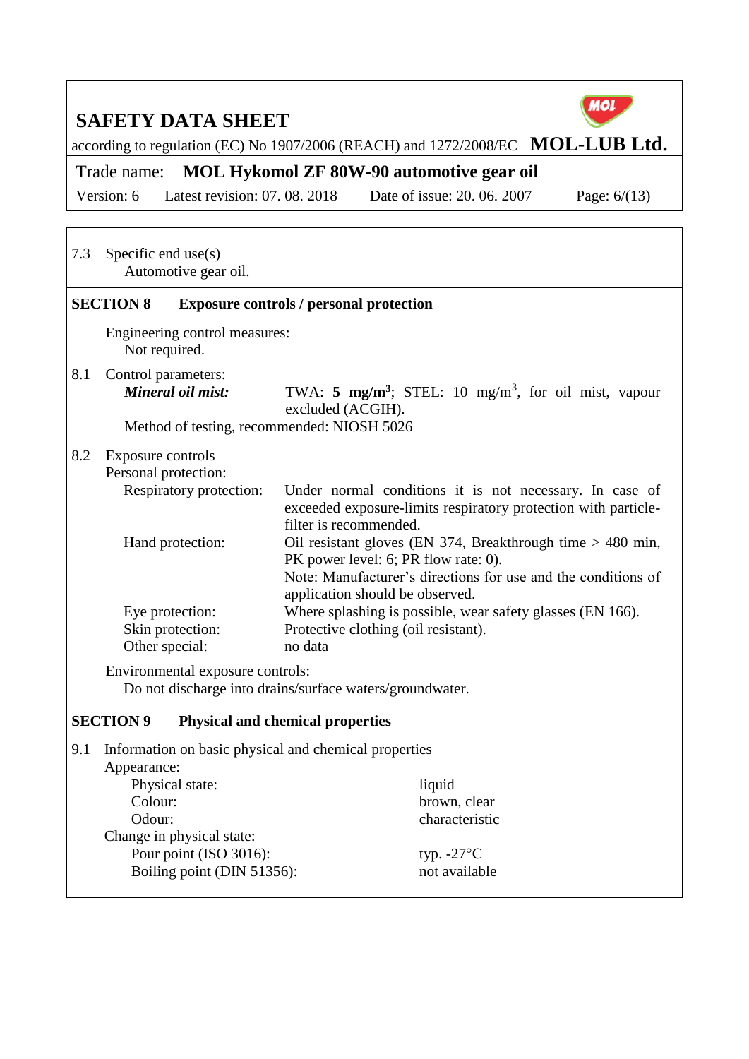7.3 Specific end use(s)

Automotive gear oil.

## SECTION 8 Exposure controls / personal protection

Engineering control measures:

Not required.

8.1 Control parameters:

| | |
|---|---|
| ***Mineral oil mist:*** | TWA: **5 mg/m$^3$**; STEL: 10 mg/m$^3$, for oil mist, vapour excluded (ACGIH). |

Method of testing, recommended: NIOSH 5026

8.2 Exposure controls

Personal protection:

| | |
|---|---|
| Respiratory protection: | Under normal conditions it is not necessary. In case of exceeded exposure-limits respiratory protection with particle-filter is recommended. |
| Hand protection: | Oil resistant gloves (EN 374, Breakthrough time > 480 min, PK power level: 6; PR flow rate: 0). Note: Manufacturer's directions for use and the conditions of application should be observed. |
| Eye protection: | Where splashing is possible, wear safety glasses (EN 166). |
| Skin protection: | Protective clothing (oil resistant). |
| Other special: | no data |

Environmental exposure controls:

Do not discharge into drains/surface waters/groundwater.

## SECTION 9 Physical and chemical properties

9.1 Information on basic physical and chemical properties

Appearance:

| | |
|---|---|
| Physical state: | liquid |
| Colour: | brown, clear |
| Odour: | characteristic |

Change in physical state:

| | |
|---|---|
| Pour point (ISO 3016): | typ. -27°C |
| Boiling point (DIN 51356): | not available |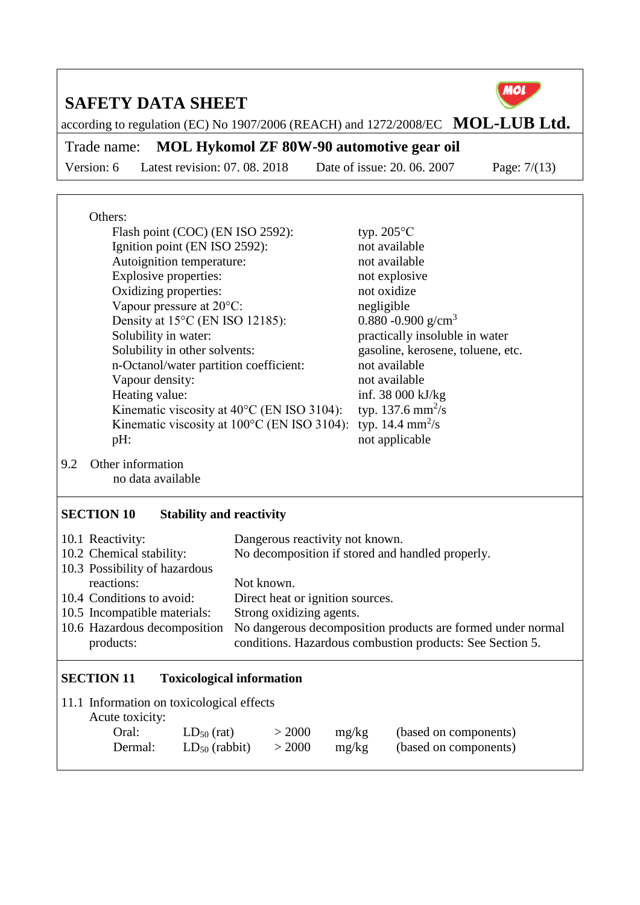Others:

| Property | Value |
|---|---|
| Flash point (COC) (EN ISO 2592): | typ. 205°C |
| Ignition point (EN ISO 2592): | not available |
| Autoignition temperature: | not available |
| Explosive properties: | not explosive |
| Oxidizing properties: | not oxidize |
| Vapour pressure at 20°C: | negligible |
| Density at 15°C (EN ISO 12185): | 0.880 -0.900 $g/cm^3$ |
| Solubility in water: | practically insoluble in water |
| Solubility in other solvents: | gasoline, kerosene, toluene, etc. |
| n-Octanol/water partition coefficient: | not available |
| Vapour density: | not available |
| Heating value: | inf. 38 000 kJ/kg |
| Kinematic viscosity at 40°C (EN ISO 3104): | typ. 137.6 $mm^2/s$ |
| Kinematic viscosity at 100°C (EN ISO 3104): | typ. 14.4 $mm^2/s$ |
| pH: | not applicable |

9.2 Other information

no data available

## SECTION 10 Stability and reactivity

| | |
|---|---|
| 10.1 Reactivity: | Dangerous reactivity not known. |
| 10.2 Chemical stability: | No decomposition if stored and handled properly. |
| 10.3 Possibility of hazardous reactions: | Not known. |
| 10.4 Conditions to avoid: | Direct heat or ignition sources. |
| 10.5 Incompatible materials: | Strong oxidizing agents. |
| 10.6 Hazardous decomposition products: | No dangerous decomposition products are formed under normal conditions. Hazardous combustion products: See Section 5. |

## SECTION 11 Toxicological information

11.1 Information on toxicological effects

Acute toxicity:

| | | | | |
|---|---|---|---|---|
| Oral: | $LD_{50}$ (rat) | > 2000 | mg/kg | (based on components) |
| Dermal: | $LD_{50}$ (rabbit) | > 2000 | mg/kg | (based on components) |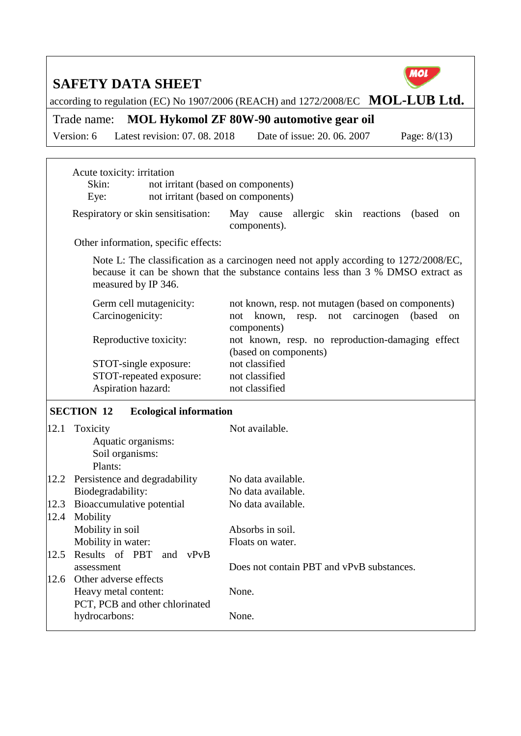Acute toxicity: irritation

| | |
|---|---|
| Skin: | not irritant (based on components) |
| Eye: | not irritant (based on components) |

Respiratory or skin sensitisation: May cause allergic skin reactions (based on components).

Other information, specific effects:

Note L: The classification as a carcinogen need not apply according to 1272/2008/EC, because it can be shown that the substance contains less than 3 % DMSO extract as measured by IP 346.

| | |
|---|---|
| Germ cell mutagenicity: | not known, resp. not mutagen (based on components) |
| Carcinogenicity: | not known, resp. not carcinogen (based on components) |
| Reproductive toxicity: | not known, resp. no reproduction-damaging effect (based on components) |
| STOT-single exposure: | not classified |
| STOT-repeated exposure: | not classified |
| Aspiration hazard: | not classified |

## SECTION 12 Ecological information

| | | |
|---|---|---|
| 12.1 | Toxicity<br>Aquatic organisms:<br>Soil organisms:<br>Plants: | Not available. |
| 12.2 | Persistence and degradability | No data available. |
| | Biodegradability: | No data available. |
| 12.3 | Bioaccumulative potential | No data available. |
| 12.4 | Mobility | |
| | Mobility in soil | Absorbs in soil. |
| | Mobility in water: | Floats on water. |
| 12.5 | Results of PBT and vPvB assessment | Does not contain PBT and vPvB substances. |
| 12.6 | Other adverse effects | |
| | Heavy metal content: | None. |
| | PCT, PCB and other chlorinated hydrocarbons: | None. |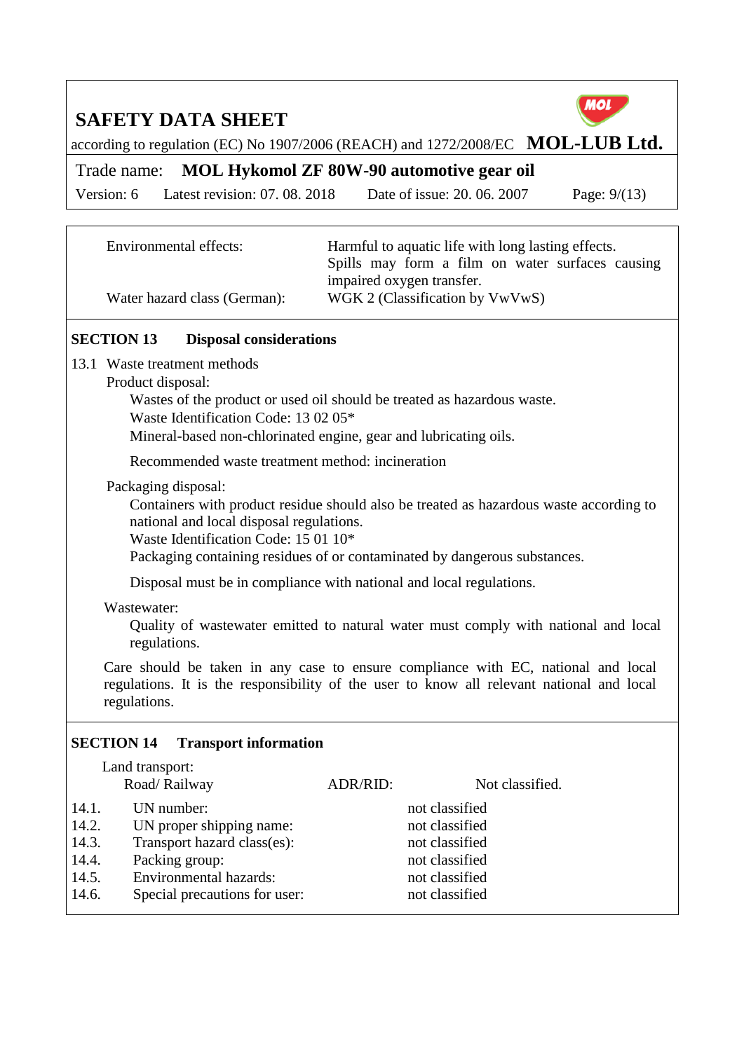| | |
|---|---|
| Environmental effects: | Harmful to aquatic life with long lasting effects. Spills may form a film on water surfaces causing impaired oxygen transfer. |
| Water hazard class (German): | WGK 2 (Classification by VwVwS) |

## SECTION 13 Disposal considerations

13.1 Waste treatment methods

Product disposal:

Wastes of the product or used oil should be treated as hazardous waste.
Waste Identification Code: 13 02 05*
Mineral-based non-chlorinated engine, gear and lubricating oils.

Recommended waste treatment method: incineration

Packaging disposal:

Containers with product residue should also be treated as hazardous waste according to national and local disposal regulations.
Waste Identification Code: 15 01 10*
Packaging containing residues of or contaminated by dangerous substances.

Disposal must be in compliance with national and local regulations.

Wastewater:

Quality of wastewater emitted to natural water must comply with national and local regulations.

Care should be taken in any case to ensure compliance with EC, national and local regulations. It is the responsibility of the user to know all relevant national and local regulations.

## SECTION 14 Transport information

Land transport:

| Road/ Railway | ADR/RID: | Not classified. |
|---|---|---|

| | | |
|---|---|---|
| 14.1. | UN number: | not classified |
| 14.2. | UN proper shipping name: | not classified |
| 14.3. | Transport hazard class(es): | not classified |
| 14.4. | Packing group: | not classified |
| 14.5. | Environmental hazards: | not classified |
| 14.6. | Special precautions for user: | not classified |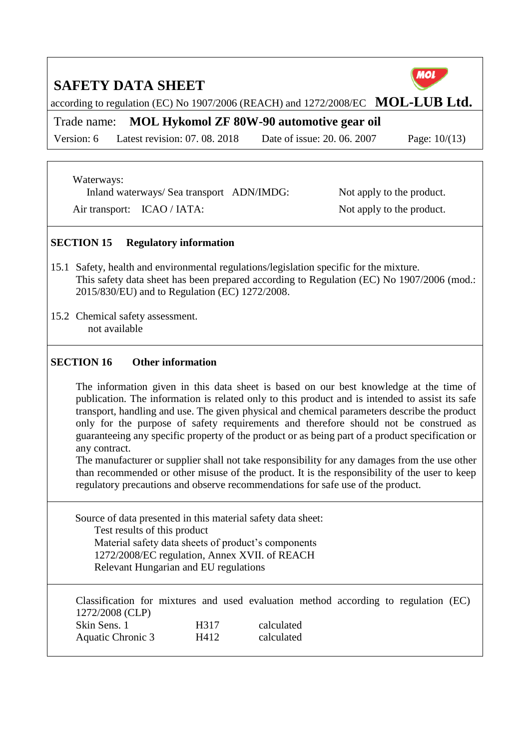Waterways:

| | |
|---|---|
| Inland waterways/ Sea transport ADN/IMDG: | Not apply to the product. |
| Air transport: ICAO / IATA: | Not apply to the product. |

## SECTION 15 Regulatory information

15.1 Safety, health and environmental regulations/legislation specific for the mixture.
This safety data sheet has been prepared according to Regulation (EC) No 1907/2006 (mod.: 2015/830/EU) and to Regulation (EC) 1272/2008.

15.2 Chemical safety assessment.
not available

## SECTION 16 Other information

The information given in this data sheet is based on our best knowledge at the time of publication. The information is related only to this product and is intended to assist its safe transport, handling and use. The given physical and chemical parameters describe the product only for the purpose of safety requirements and therefore should not be construed as guaranteeing any specific property of the product or as being part of a product specification or any contract.
The manufacturer or supplier shall not take responsibility for any damages from the use other than recommended or other misuse of the product. It is the responsibility of the user to keep regulatory precautions and observe recommendations for safe use of the product.

Source of data presented in this material safety data sheet:
- Test results of this product
- Material safety data sheets of product's components
- 1272/2008/EC regulation, Annex XVII. of REACH
- Relevant Hungarian and EU regulations

Classification for mixtures and used evaluation method according to regulation (EC) 1272/2008 (CLP)

| | | |
|---|---|---|
| Skin Sens. 1 | H317 | calculated |
| Aquatic Chronic 3 | H412 | calculated |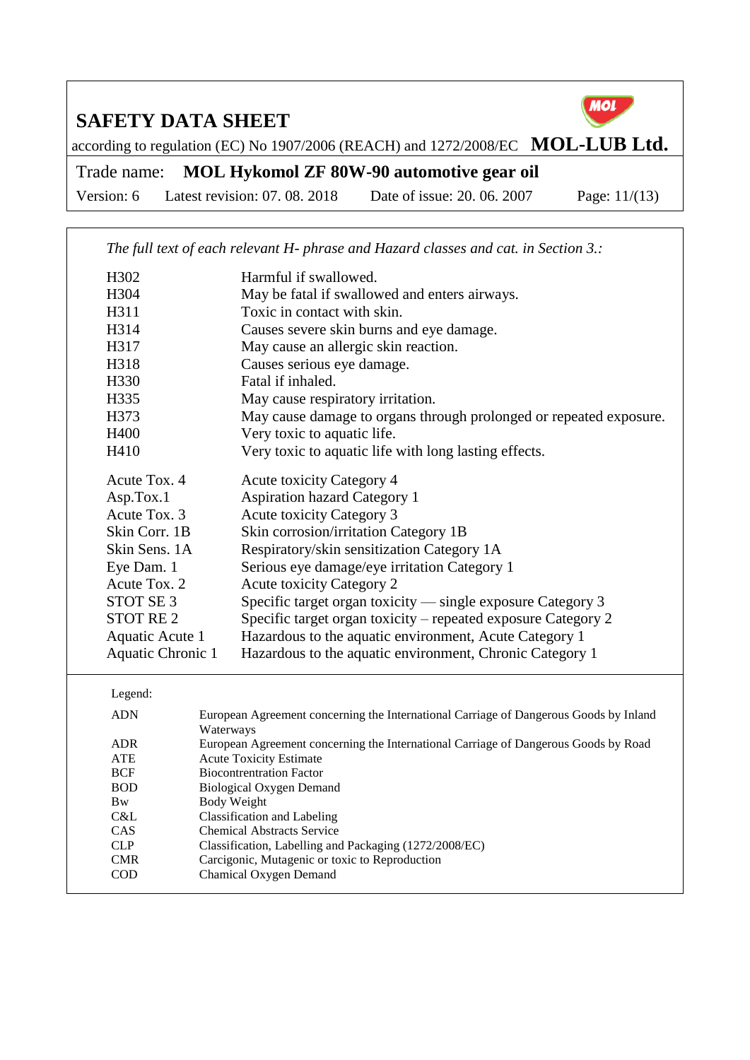*The full text of each relevant H- phrase and Hazard classes and cat. in Section 3.:*

| | |
|---|---|
| H302 | Harmful if swallowed. |
| H304 | May be fatal if swallowed and enters airways. |
| H311 | Toxic in contact with skin. |
| H314 | Causes severe skin burns and eye damage. |
| H317 | May cause an allergic skin reaction. |
| H318 | Causes serious eye damage. |
| H330 | Fatal if inhaled. |
| H335 | May cause respiratory irritation. |
| H373 | May cause damage to organs through prolonged or repeated exposure. |
| H400 | Very toxic to aquatic life. |
| H410 | Very toxic to aquatic life with long lasting effects. |

| | |
|---|---|
| Acute Tox. 4 | Acute toxicity Category 4 |
| Asp.Tox.1 | Aspiration hazard Category 1 |
| Acute Tox. 3 | Acute toxicity Category 3 |
| Skin Corr. 1B | Skin corrosion/irritation Category 1B |
| Skin Sens. 1A | Respiratory/skin sensitization Category 1A |
| Eye Dam. 1 | Serious eye damage/eye irritation Category 1 |
| Acute Tox. 2 | Acute toxicity Category 2 |
| STOT SE 3 | Specific target organ toxicity — single exposure Category 3 |
| STOT RE 2 | Specific target organ toxicity – repeated exposure Category 2 |
| Aquatic Acute 1 | Hazardous to the aquatic environment, Acute Category 1 |
| Aquatic Chronic 1 | Hazardous to the aquatic environment, Chronic Category 1 |

Legend:

| | |
|---|---|
| ADN | European Agreement concerning the International Carriage of Dangerous Goods by Inland Waterways |
| ADR | European Agreement concerning the International Carriage of Dangerous Goods by Road |
| ATE | Acute Toxicity Estimate |
| BCF | Biocontrentration Factor |
| BOD | Biological Oxygen Demand |
| Bw | Body Weight |
| C&L | Classification and Labeling |
| CAS | Chemical Abstracts Service |
| CLP | Classification, Labelling and Packaging (1272/2008/EC) |
| CMR | Carcigonic, Mutagenic or toxic to Reproduction |
| COD | Chamical Oxygen Demand |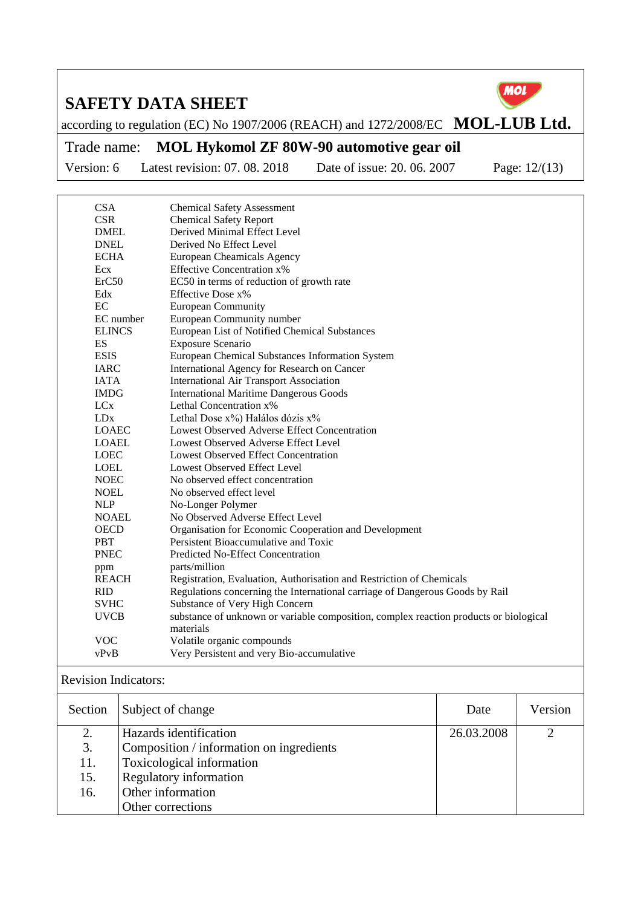| | |
|---|---|
| CSA | Chemical Safety Assessment |
| CSR | Chemical Safety Report |
| DMEL | Derived Minimal Effect Level |
| DNEL | Derived No Effect Level |
| ECHA | European Cheamicals Agency |
| Ecx | Effective Concentration x% |
| ErC50 | EC50 in terms of reduction of growth rate |
| Edx | Effective Dose x% |
| EC | European Community |
| EC number | European Community number |
| ELINCS | European List of Notified Chemical Substances |
| ES | Exposure Scenario |
| ESIS | European Chemical Substances Information System |
| IARC | International Agency for Research on Cancer |
| IATA | International Air Transport Association |
| IMDG | International Maritime Dangerous Goods |
| LCx | Lethal Concentration x% |
| LDx | Lethal Dose x%) Halálos dózis x% |
| LOAEC | Lowest Observed Adverse Effect Concentration |
| LOAEL | Lowest Observed Adverse Effect Level |
| LOEC | Lowest Observed Effect Concentration |
| LOEL | Lowest Observed Effect Level |
| NOEC | No observed effect concentration |
| NOEL | No observed effect level |
| NLP | No-Longer Polymer |
| NOAEL | No Observed Adverse Effect Level |
| OECD | Organisation for Economic Cooperation and Development |
| PBT | Persistent Bioaccumulative and Toxic |
| PNEC | Predicted No-Effect Concentration |
| ppm | parts/million |
| REACH | Registration, Evaluation, Authorisation and Restriction of Chemicals |
| RID | Regulations concerning the International carriage of Dangerous Goods by Rail |
| SVHC | Substance of Very High Concern |
| UVCB | substance of unknown or variable composition, complex reaction products or biological materials |
| VOC | Volatile organic compounds |
| vPvB | Very Persistent and very Bio-accumulative |

Revision Indicators:

| Section | Subject of change | Date | Version |
|---|---|---|---|
| 2. | Hazards identification | 26.03.2008 | 2 |
| 3. | Composition / information on ingredients | | |
| 11. | Toxicological information | | |
| 15. | Regulatory information | | |
| 16. | Other information | | |
| | Other corrections | | |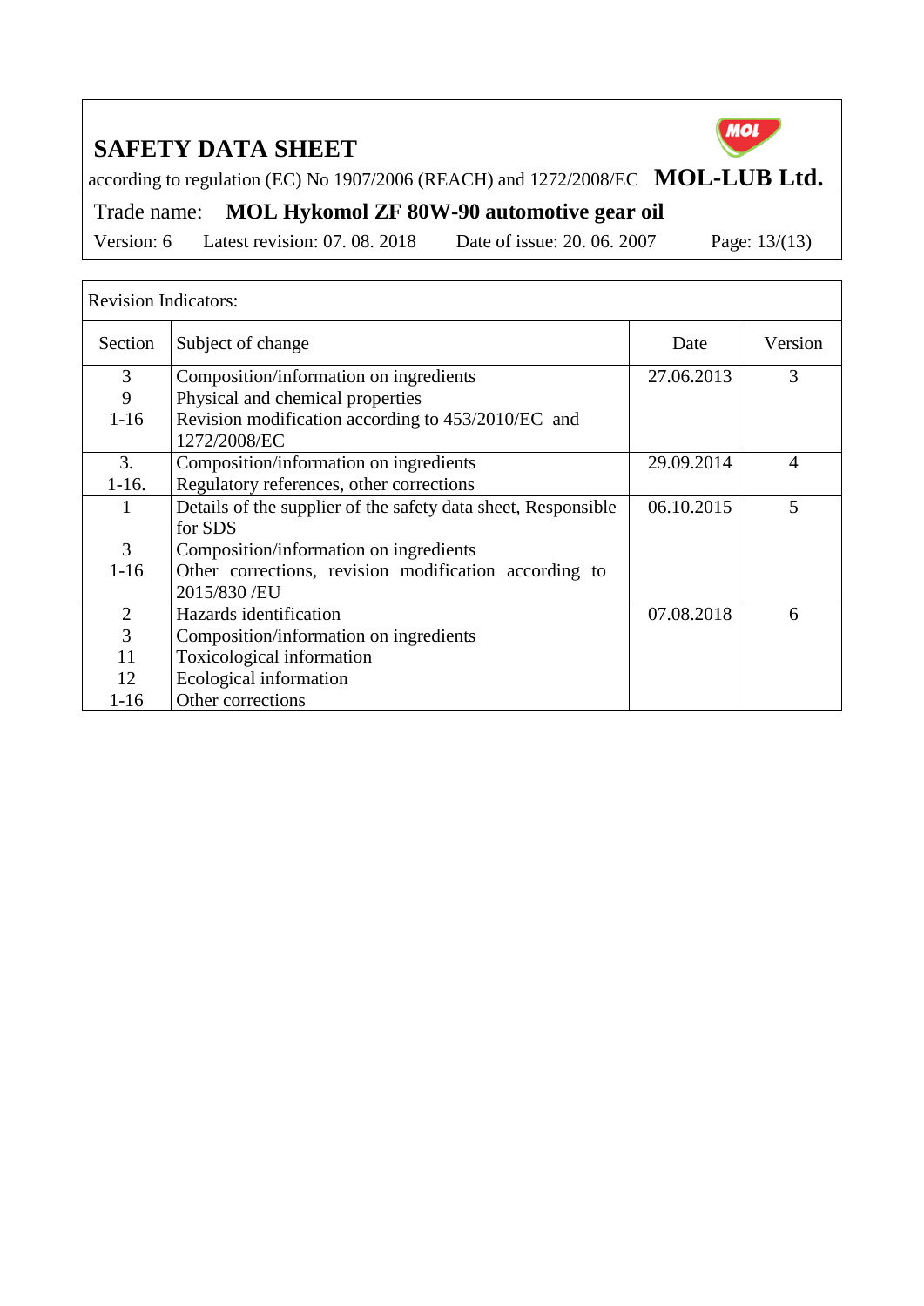Revision Indicators:

| Section | Subject of change | Date | Version |
|---|---|---|---|
| 3<br>9<br>1-16 | Composition/information on ingredients<br>Physical and chemical properties<br>Revision modification according to 453/2010/EC and 1272/2008/EC | 27.06.2013 | 3 |
| 3.<br>1-16. | Composition/information on ingredients<br>Regulatory references, other corrections | 29.09.2014 | 4 |
| 1<br><br>3<br>1-16 | Details of the supplier of the safety data sheet, Responsible for SDS<br>Composition/information on ingredients<br>Other corrections, revision modification according to 2015/830 /EU | 06.10.2015 | 5 |
| 2<br>3<br>11<br>12<br>1-16 | Hazards identification<br>Composition/information on ingredients<br>Toxicological information<br>Ecological information<br>Other corrections | 07.08.2018 | 6 |